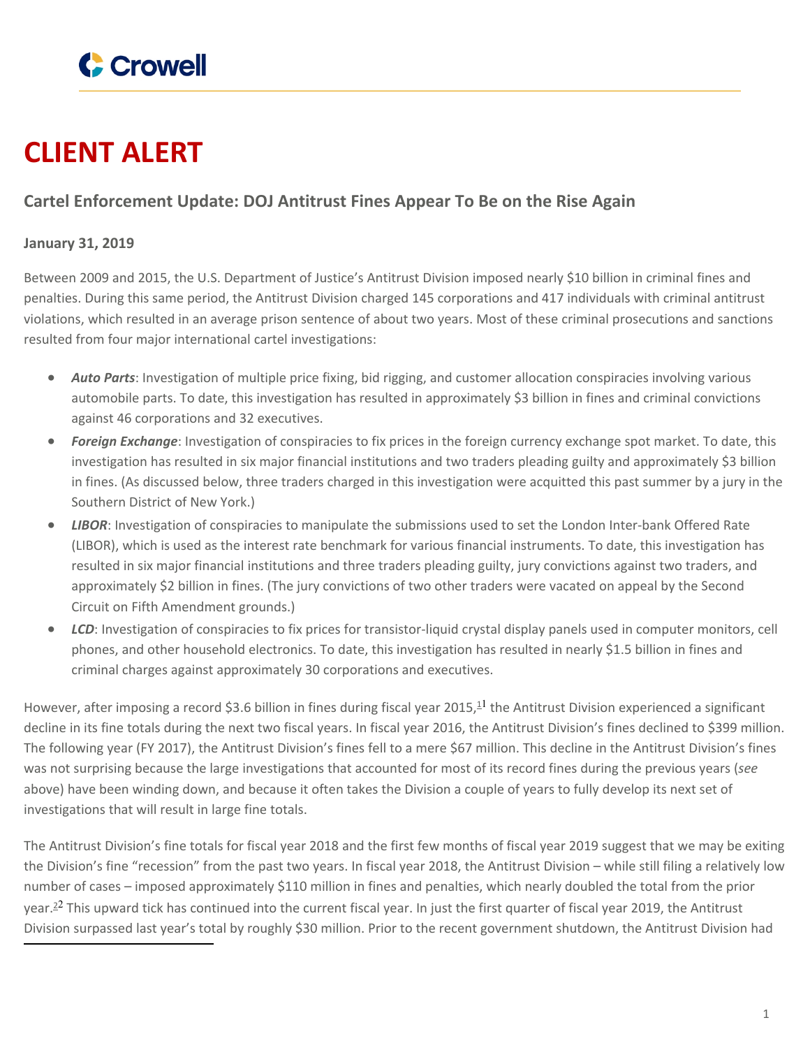# CLIENT ALERT

## Cartel Enforcement Update: DOJ Antitrust Fines Appear To Be on the Rise Again

**January 31, 2019**

Between 2009 and 2015, the U.S. Department of Justice's Antitrust Division imposed nearly $10 billion in criminal fines and penalties. During this same period, the Antitrust Division charged 145 corporations and 417 individuals with criminal antitrust violations, which resulted in an average prison sentence of about two years. Most of these criminal prosecutions and sanctions resulted from four major international cartel investigations:

- ***Auto Parts***: Investigation of multiple price fixing, bid rigging, and customer allocation conspiracies involving various automobile parts. To date, this investigation has resulted in approximately $3 billion in fines and criminal convictions against 46 corporations and 32 executives.
- ***Foreign Exchange***: Investigation of conspiracies to fix prices in the foreign currency exchange spot market. To date, this investigation has resulted in six major financial institutions and two traders pleading guilty and approximately $3 billion in fines. (As discussed below, three traders charged in this investigation were acquitted this past summer by a jury in the Southern District of New York.)
- ***LIBOR***: Investigation of conspiracies to manipulate the submissions used to set the London Inter-bank Offered Rate (LIBOR), which is used as the interest rate benchmark for various financial instruments. To date, this investigation has resulted in six major financial institutions and three traders pleading guilty, jury convictions against two traders, and approximately $2 billion in fines. (The jury convictions of two other traders were vacated on appeal by the Second Circuit on Fifth Amendment grounds.)
- ***LCD***: Investigation of conspiracies to fix prices for transistor-liquid crystal display panels used in computer monitors, cell phones, and other household electronics. To date, this investigation has resulted in nearly $1.5 billion in fines and criminal charges against approximately 30 corporations and executives.

However, after imposing a record $3.6 billion in fines during fiscal year 2015,[1] the Antitrust Division experienced a significant decline in its fine totals during the next two fiscal years. In fiscal year 2016, the Antitrust Division's fines declined to $399 million. The following year (FY 2017), the Antitrust Division's fines fell to a mere $67 million. This decline in the Antitrust Division's fines was not surprising because the large investigations that accounted for most of its record fines during the previous years (*see* above) have been winding down, and because it often takes the Division a couple of years to fully develop its next set of investigations that will result in large fine totals.

The Antitrust Division's fine totals for fiscal year 2018 and the first few months of fiscal year 2019 suggest that we may be exiting the Division's fine "recession" from the past two years. In fiscal year 2018, the Antitrust Division – while still filing a relatively low number of cases – imposed approximately $110 million in fines and penalties, which nearly doubled the total from the prior year.[2] This upward tick has continued into the current fiscal year. In just the first quarter of fiscal year 2019, the Antitrust Division surpassed last year's total by roughly $30 million. Prior to the recent government shutdown, the Antitrust Division had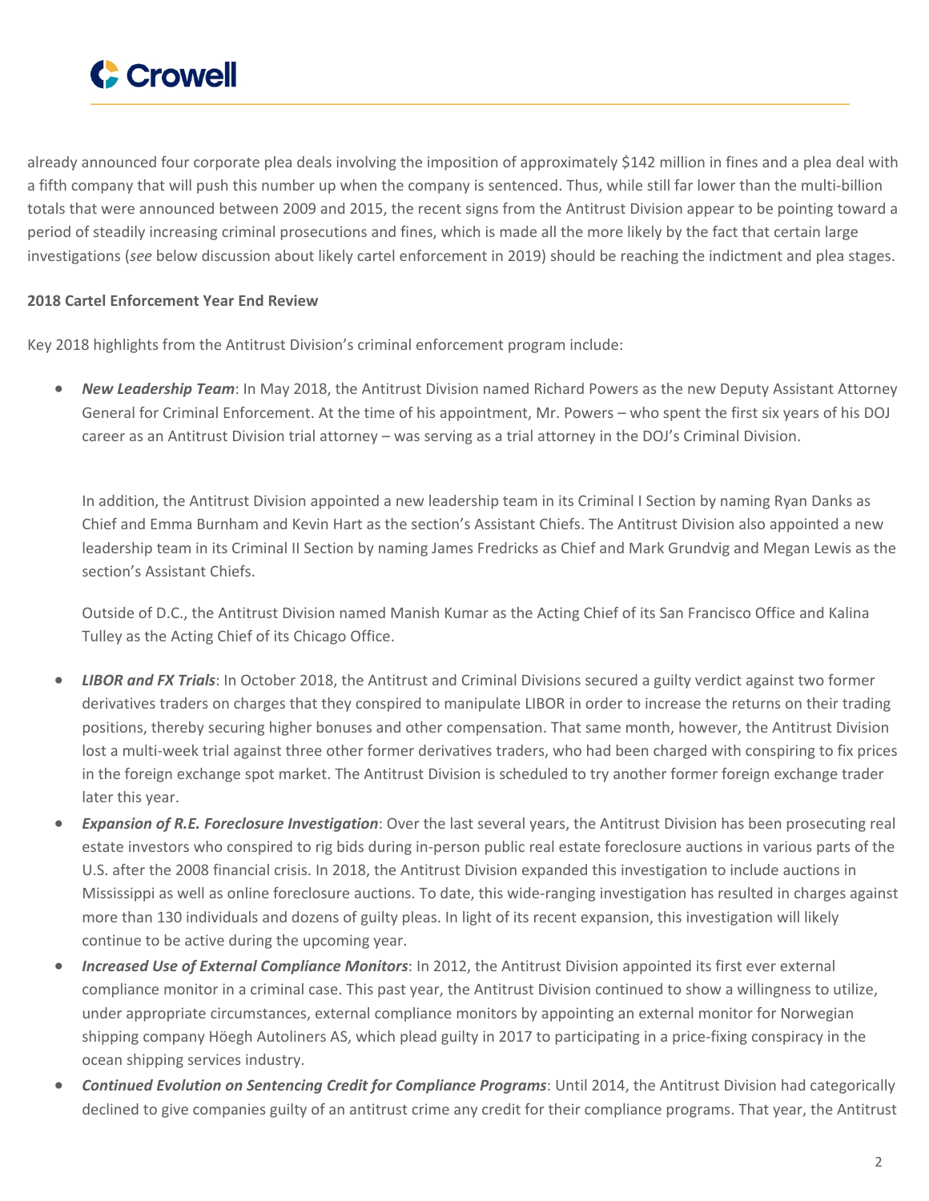already announced four corporate plea deals involving the imposition of approximately $142 million in fines and a plea deal with a fifth company that will push this number up when the company is sentenced. Thus, while still far lower than the multi-billion totals that were announced between 2009 and 2015, the recent signs from the Antitrust Division appear to be pointing toward a period of steadily increasing criminal prosecutions and fines, which is made all the more likely by the fact that certain large investigations (*see* below discussion about likely cartel enforcement in 2019) should be reaching the indictment and plea stages.

**2018 Cartel Enforcement Year End Review**

Key 2018 highlights from the Antitrust Division's criminal enforcement program include:

- ***New Leadership Team***: In May 2018, the Antitrust Division named Richard Powers as the new Deputy Assistant Attorney General for Criminal Enforcement. At the time of his appointment, Mr. Powers – who spent the first six years of his DOJ career as an Antitrust Division trial attorney – was serving as a trial attorney in the DOJ's Criminal Division.

  In addition, the Antitrust Division appointed a new leadership team in its Criminal I Section by naming Ryan Danks as Chief and Emma Burnham and Kevin Hart as the section's Assistant Chiefs. The Antitrust Division also appointed a new leadership team in its Criminal II Section by naming James Fredricks as Chief and Mark Grundvig and Megan Lewis as the section's Assistant Chiefs.

  Outside of D.C., the Antitrust Division named Manish Kumar as the Acting Chief of its San Francisco Office and Kalina Tulley as the Acting Chief of its Chicago Office.

- ***LIBOR and FX Trials***: In October 2018, the Antitrust and Criminal Divisions secured a guilty verdict against two former derivatives traders on charges that they conspired to manipulate LIBOR in order to increase the returns on their trading positions, thereby securing higher bonuses and other compensation. That same month, however, the Antitrust Division lost a multi-week trial against three other former derivatives traders, who had been charged with conspiring to fix prices in the foreign exchange spot market. The Antitrust Division is scheduled to try another former foreign exchange trader later this year.
- ***Expansion of R.E. Foreclosure Investigation***: Over the last several years, the Antitrust Division has been prosecuting real estate investors who conspired to rig bids during in-person public real estate foreclosure auctions in various parts of the U.S. after the 2008 financial crisis. In 2018, the Antitrust Division expanded this investigation to include auctions in Mississippi as well as online foreclosure auctions. To date, this wide-ranging investigation has resulted in charges against more than 130 individuals and dozens of guilty pleas. In light of its recent expansion, this investigation will likely continue to be active during the upcoming year.
- ***Increased Use of External Compliance Monitors***: In 2012, the Antitrust Division appointed its first ever external compliance monitor in a criminal case. This past year, the Antitrust Division continued to show a willingness to utilize, under appropriate circumstances, external compliance monitors by appointing an external monitor for Norwegian shipping company Höegh Autoliners AS, which plead guilty in 2017 to participating in a price-fixing conspiracy in the ocean shipping services industry.
- ***Continued Evolution on Sentencing Credit for Compliance Programs***: Until 2014, the Antitrust Division had categorically declined to give companies guilty of an antitrust crime any credit for their compliance programs. That year, the Antitrust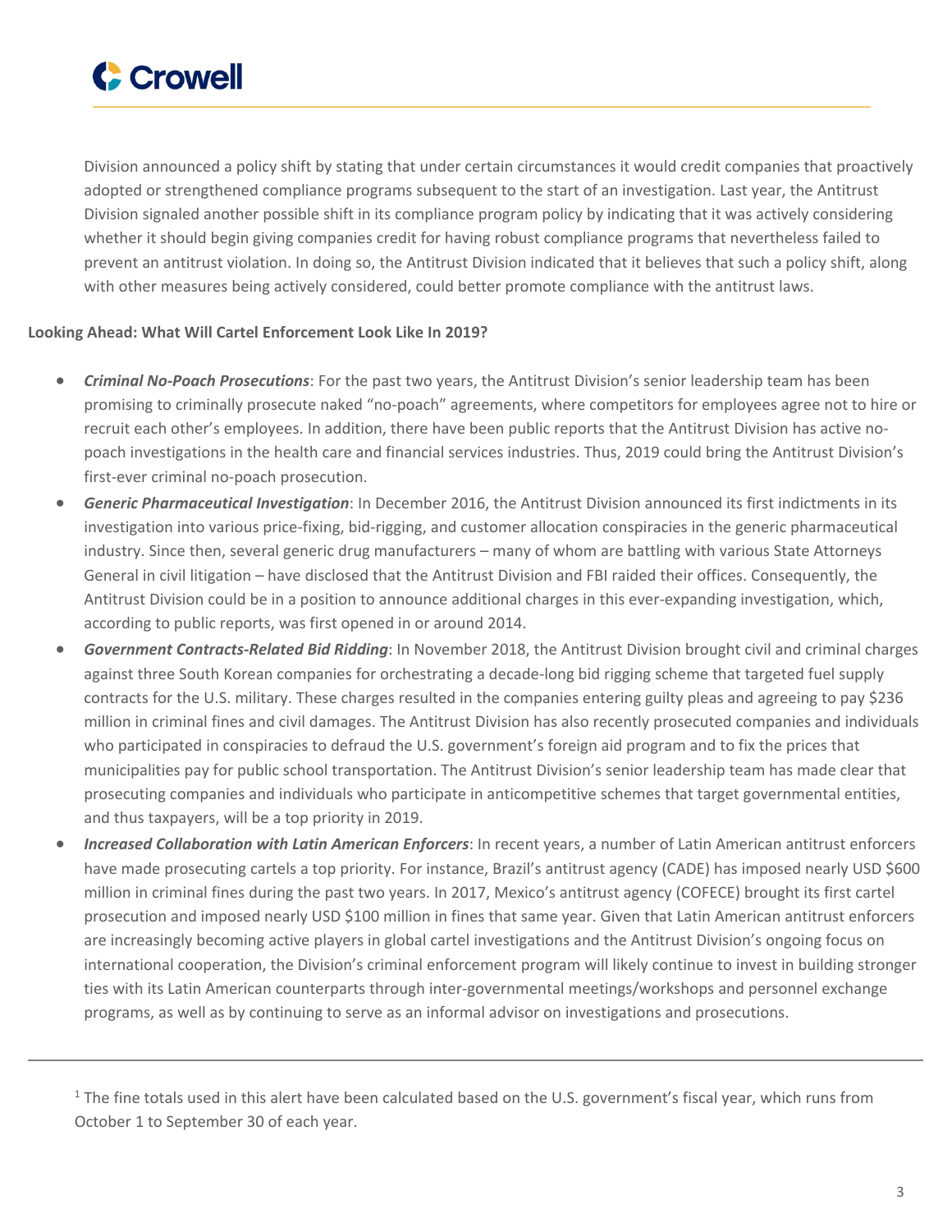Division announced a policy shift by stating that under certain circumstances it would credit companies that proactively adopted or strengthened compliance programs subsequent to the start of an investigation. Last year, the Antitrust Division signaled another possible shift in its compliance program policy by indicating that it was actively considering whether it should begin giving companies credit for having robust compliance programs that nevertheless failed to prevent an antitrust violation. In doing so, the Antitrust Division indicated that it believes that such a policy shift, along with other measures being actively considered, could better promote compliance with the antitrust laws.

**Looking Ahead: What Will Cartel Enforcement Look Like In 2019?**

- ***Criminal No-Poach Prosecutions***: For the past two years, the Antitrust Division's senior leadership team has been promising to criminally prosecute naked "no-poach" agreements, where competitors for employees agree not to hire or recruit each other's employees. In addition, there have been public reports that the Antitrust Division has active no-poach investigations in the health care and financial services industries. Thus, 2019 could bring the Antitrust Division's first-ever criminal no-poach prosecution.
- ***Generic Pharmaceutical Investigation***: In December 2016, the Antitrust Division announced its first indictments in its investigation into various price-fixing, bid-rigging, and customer allocation conspiracies in the generic pharmaceutical industry. Since then, several generic drug manufacturers – many of whom are battling with various State Attorneys General in civil litigation – have disclosed that the Antitrust Division and FBI raided their offices. Consequently, the Antitrust Division could be in a position to announce additional charges in this ever-expanding investigation, which, according to public reports, was first opened in or around 2014.
- ***Government Contracts-Related Bid Ridding***: In November 2018, the Antitrust Division brought civil and criminal charges against three South Korean companies for orchestrating a decade-long bid rigging scheme that targeted fuel supply contracts for the U.S. military. These charges resulted in the companies entering guilty pleas and agreeing to pay $236 million in criminal fines and civil damages. The Antitrust Division has also recently prosecuted companies and individuals who participated in conspiracies to defraud the U.S. government's foreign aid program and to fix the prices that municipalities pay for public school transportation. The Antitrust Division's senior leadership team has made clear that prosecuting companies and individuals who participate in anticompetitive schemes that target governmental entities, and thus taxpayers, will be a top priority in 2019.
- ***Increased Collaboration with Latin American Enforcers***: In recent years, a number of Latin American antitrust enforcers have made prosecuting cartels a top priority. For instance, Brazil's antitrust agency (CADE) has imposed nearly USD $600 million in criminal fines during the past two years. In 2017, Mexico's antitrust agency (COFECE) brought its first cartel prosecution and imposed nearly USD $100 million in fines that same year. Given that Latin American antitrust enforcers are increasingly becoming active players in global cartel investigations and the Antitrust Division's ongoing focus on international cooperation, the Division's criminal enforcement program will likely continue to invest in building stronger ties with its Latin American counterparts through inter-governmental meetings/workshops and personnel exchange programs, as well as by continuing to serve as an informal advisor on investigations and prosecutions.

---

[1] The fine totals used in this alert have been calculated based on the U.S. government's fiscal year, which runs from October 1 to September 30 of each year.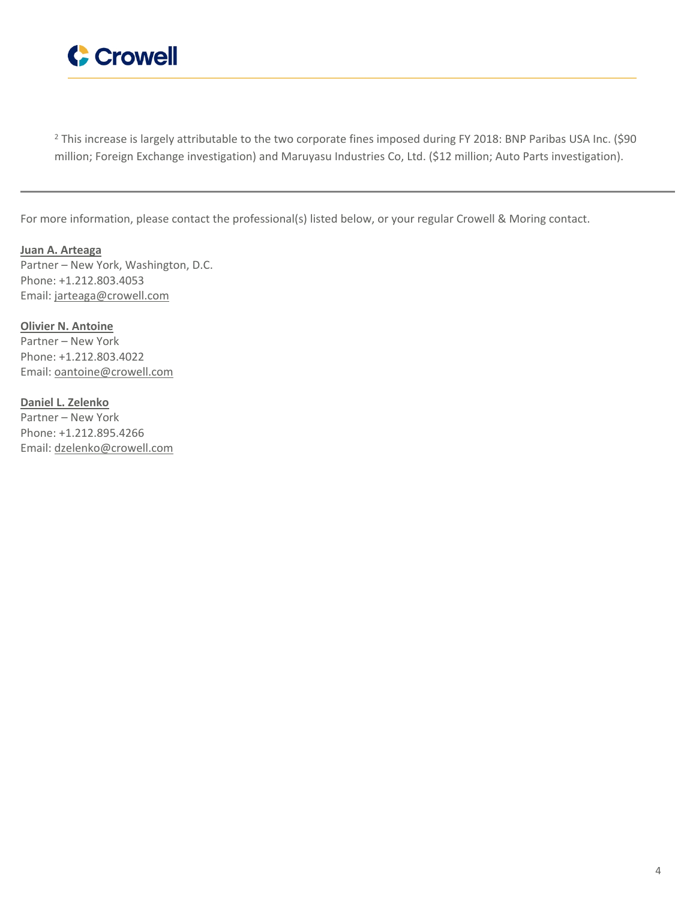[2] This increase is largely attributable to the two corporate fines imposed during FY 2018: BNP Paribas USA Inc. ($90 million; Foreign Exchange investigation) and Maruyasu Industries Co, Ltd. ($12 million; Auto Parts investigation).

---

For more information, please contact the professional(s) listed below, or your regular Crowell & Moring contact.

**Juan A. Arteaga**
Partner – New York, Washington, D.C.
Phone: +1.212.803.4053
Email: jarteaga@crowell.com

**Olivier N. Antoine**
Partner – New York
Phone: +1.212.803.4022
Email: oantoine@crowell.com

**Daniel L. Zelenko**
Partner – New York
Phone: +1.212.895.4266
Email: dzelenko@crowell.com